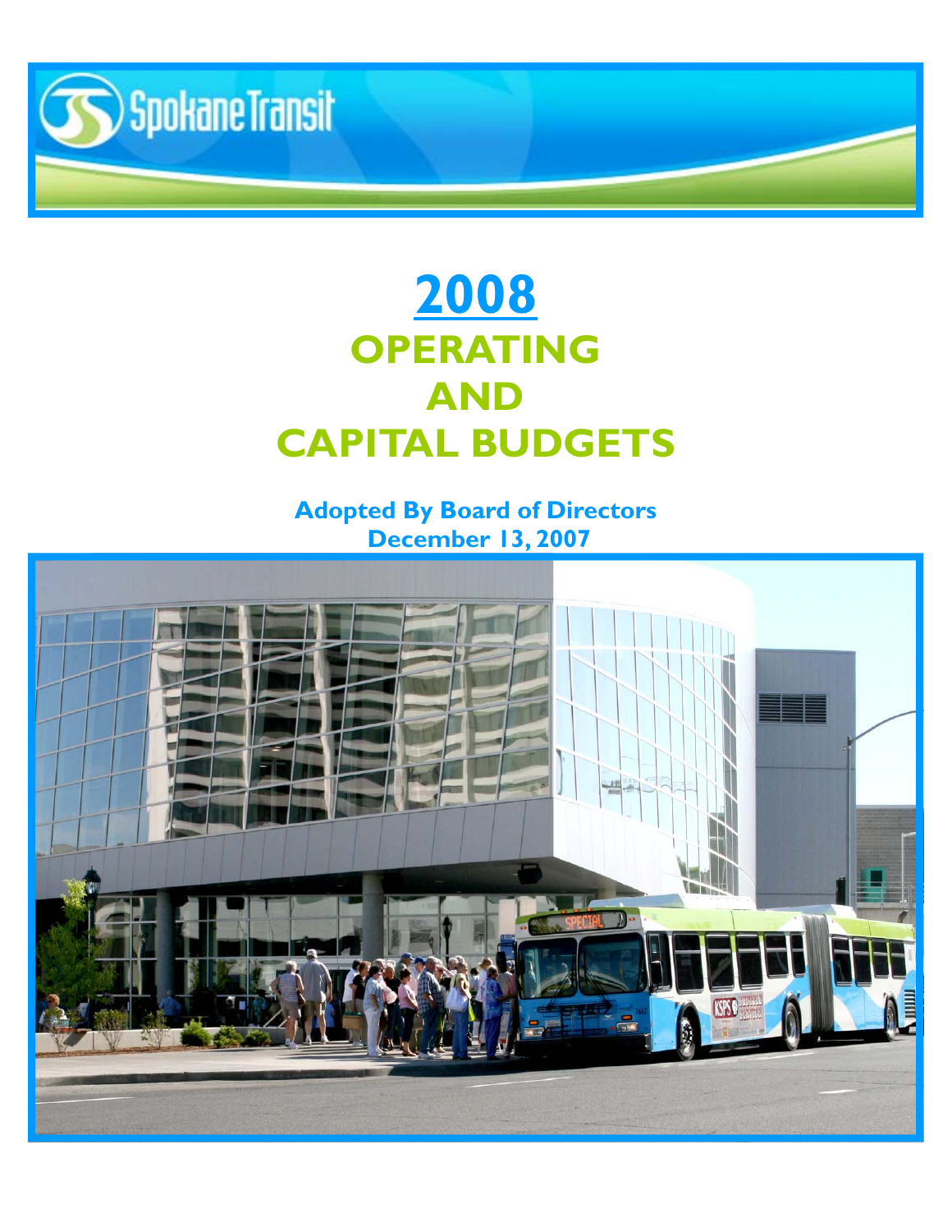Spokane Transit

# 2008

# OPERATING AND CAPITAL BUDGETS

**Adopted By Board of Directors**
**December 13, 2007**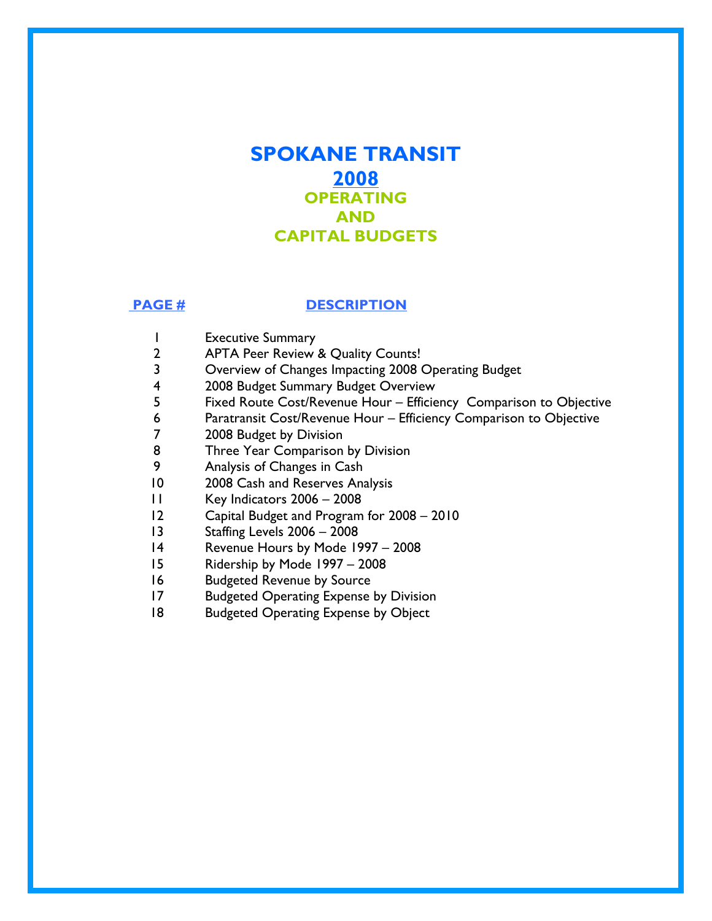# SPOKANE TRANSIT

## 2008

## OPERATING AND CAPITAL BUDGETS

| PAGE # | DESCRIPTION |
|---|---|
| 1 | Executive Summary |
| 2 | APTA Peer Review & Quality Counts! |
| 3 | Overview of Changes Impacting 2008 Operating Budget |
| 4 | 2008 Budget Summary Budget Overview |
| 5 | Fixed Route Cost/Revenue Hour – Efficiency Comparison to Objective |
| 6 | Paratransit Cost/Revenue Hour – Efficiency Comparison to Objective |
| 7 | 2008 Budget by Division |
| 8 | Three Year Comparison by Division |
| 9 | Analysis of Changes in Cash |
| 10 | 2008 Cash and Reserves Analysis |
| 11 | Key Indicators 2006 – 2008 |
| 12 | Capital Budget and Program for 2008 – 2010 |
| 13 | Staffing Levels 2006 – 2008 |
| 14 | Revenue Hours by Mode 1997 – 2008 |
| 15 | Ridership by Mode 1997 – 2008 |
| 16 | Budgeted Revenue by Source |
| 17 | Budgeted Operating Expense by Division |
| 18 | Budgeted Operating Expense by Object |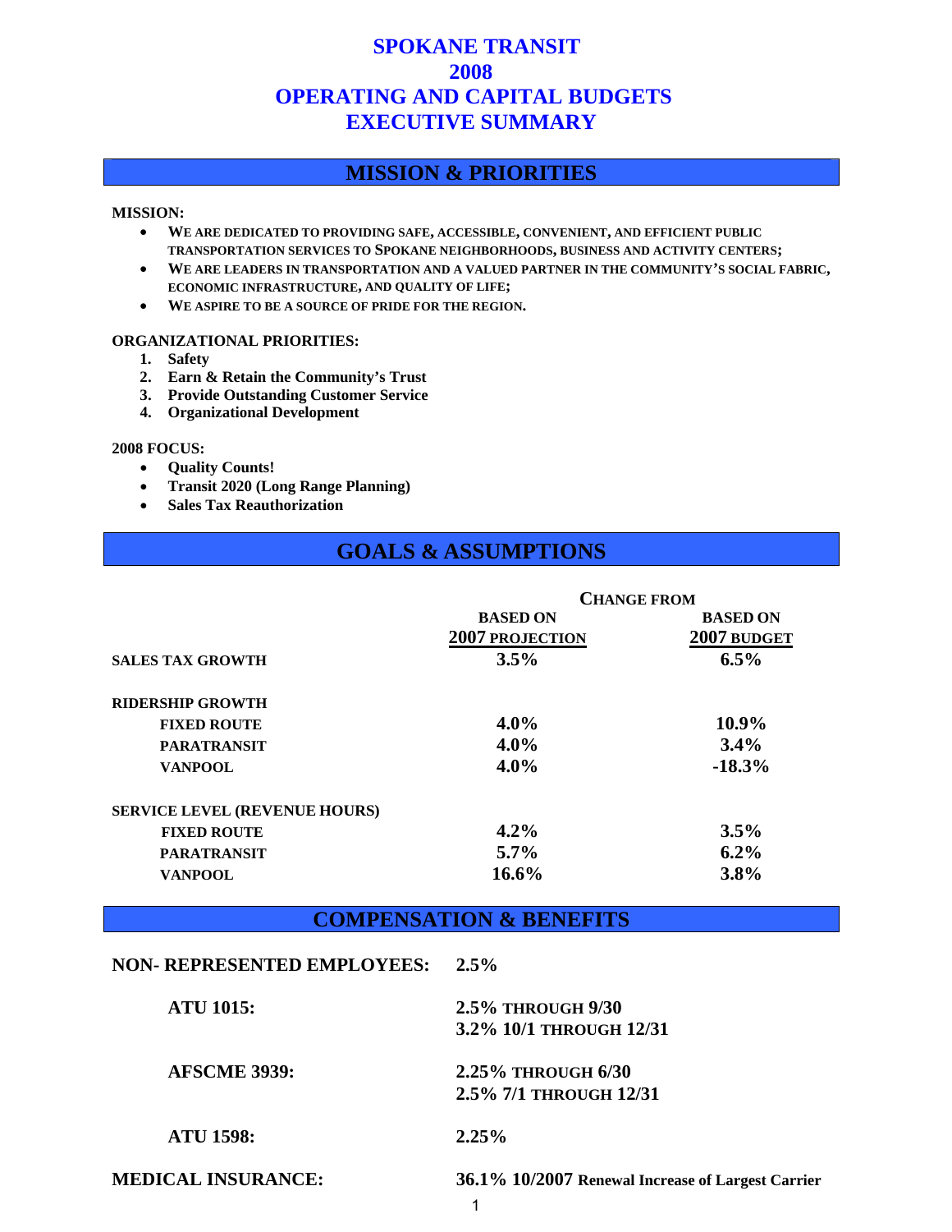# SPOKANE TRANSIT
# 2008
# OPERATING AND CAPITAL BUDGETS
# EXECUTIVE SUMMARY

## MISSION & PRIORITIES

**MISSION:**

- **WE ARE DEDICATED TO PROVIDING SAFE, ACCESSIBLE, CONVENIENT, AND EFFICIENT PUBLIC TRANSPORTATION SERVICES TO SPOKANE NEIGHBORHOODS, BUSINESS AND ACTIVITY CENTERS;**
- **WE ARE LEADERS IN TRANSPORTATION AND A VALUED PARTNER IN THE COMMUNITY'S SOCIAL FABRIC, ECONOMIC INFRASTRUCTURE, AND QUALITY OF LIFE;**
- **WE ASPIRE TO BE A SOURCE OF PRIDE FOR THE REGION.**

**ORGANIZATIONAL PRIORITIES:**

1. **Safety**
2. **Earn & Retain the Community's Trust**
3. **Provide Outstanding Customer Service**
4. **Organizational Development**

**2008 FOCUS:**

- **Quality Counts!**
- **Transit 2020 (Long Range Planning)**
- **Sales Tax Reauthorization**

## GOALS & ASSUMPTIONS

| | CHANGE FROM | |
|---|---|---|
| | BASED ON 2007 PROJECTION | BASED ON 2007 BUDGET |
| **SALES TAX GROWTH** | 3.5% | 6.5% |
| **RIDERSHIP GROWTH** | | |
| FIXED ROUTE | 4.0% | 10.9% |
| PARATRANSIT | 4.0% | 3.4% |
| VANPOOL | 4.0% | -18.3% |
| **SERVICE LEVEL (REVENUE HOURS)** | | |
| FIXED ROUTE | 4.2% | 3.5% |
| PARATRANSIT | 5.7% | 6.2% |
| VANPOOL | 16.6% | 3.8% |

## COMPENSATION & BENEFITS

| | |
|---|---|
| **NON- REPRESENTED EMPLOYEES:** | **2.5%** |
| **ATU 1015:** | **2.5% THROUGH 9/30**<br>**3.2% 10/1 THROUGH 12/31** |
| **AFSCME 3939:** | **2.25% THROUGH 6/30**<br>**2.5% 7/1 THROUGH 12/31** |
| **ATU 1598:** | **2.25%** |
| **MEDICAL INSURANCE:** | **36.1% 10/2007 Renewal Increase of Largest Carrier** |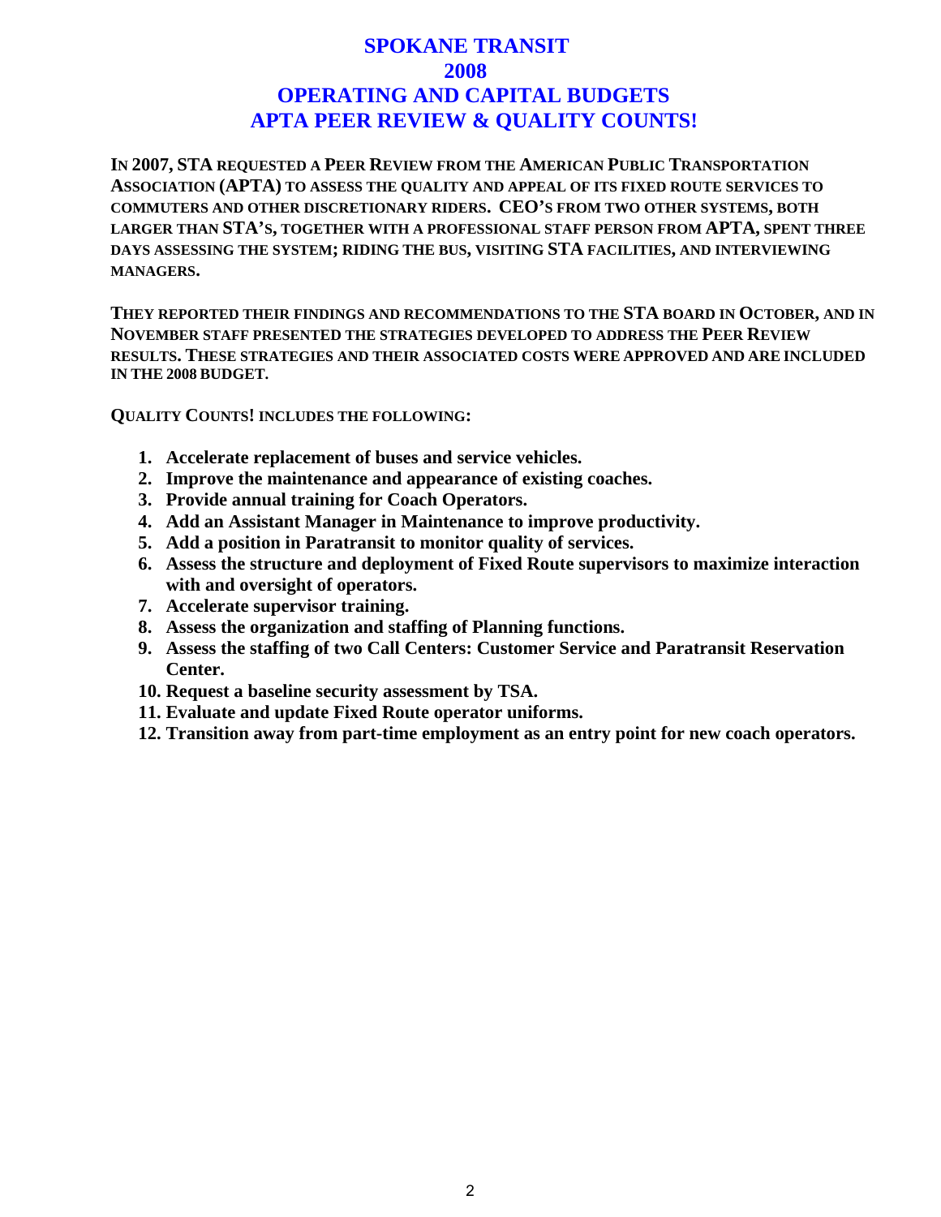# SPOKANE TRANSIT
# 2008
# OPERATING AND CAPITAL BUDGETS
# APTA PEER REVIEW & QUALITY COUNTS!

**IN 2007, STA REQUESTED A PEER REVIEW FROM THE AMERICAN PUBLIC TRANSPORTATION ASSOCIATION (APTA) TO ASSESS THE QUALITY AND APPEAL OF ITS FIXED ROUTE SERVICES TO COMMUTERS AND OTHER DISCRETIONARY RIDERS. CEO'S FROM TWO OTHER SYSTEMS, BOTH LARGER THAN STA'S, TOGETHER WITH A PROFESSIONAL STAFF PERSON FROM APTA, SPENT THREE DAYS ASSESSING THE SYSTEM; RIDING THE BUS, VISITING STA FACILITIES, AND INTERVIEWING MANAGERS.**

**THEY REPORTED THEIR FINDINGS AND RECOMMENDATIONS TO THE STA BOARD IN OCTOBER, AND IN NOVEMBER STAFF PRESENTED THE STRATEGIES DEVELOPED TO ADDRESS THE PEER REVIEW RESULTS. THESE STRATEGIES AND THEIR ASSOCIATED COSTS WERE APPROVED AND ARE INCLUDED IN THE 2008 BUDGET.**

**QUALITY COUNTS! INCLUDES THE FOLLOWING:**

1. **Accelerate replacement of buses and service vehicles.**
2. **Improve the maintenance and appearance of existing coaches.**
3. **Provide annual training for Coach Operators.**
4. **Add an Assistant Manager in Maintenance to improve productivity.**
5. **Add a position in Paratransit to monitor quality of services.**
6. **Assess the structure and deployment of Fixed Route supervisors to maximize interaction with and oversight of operators.**
7. **Accelerate supervisor training.**
8. **Assess the organization and staffing of Planning functions.**
9. **Assess the staffing of two Call Centers: Customer Service and Paratransit Reservation Center.**
10. **Request a baseline security assessment by TSA.**
11. **Evaluate and update Fixed Route operator uniforms.**
12. **Transition away from part-time employment as an entry point for new coach operators.**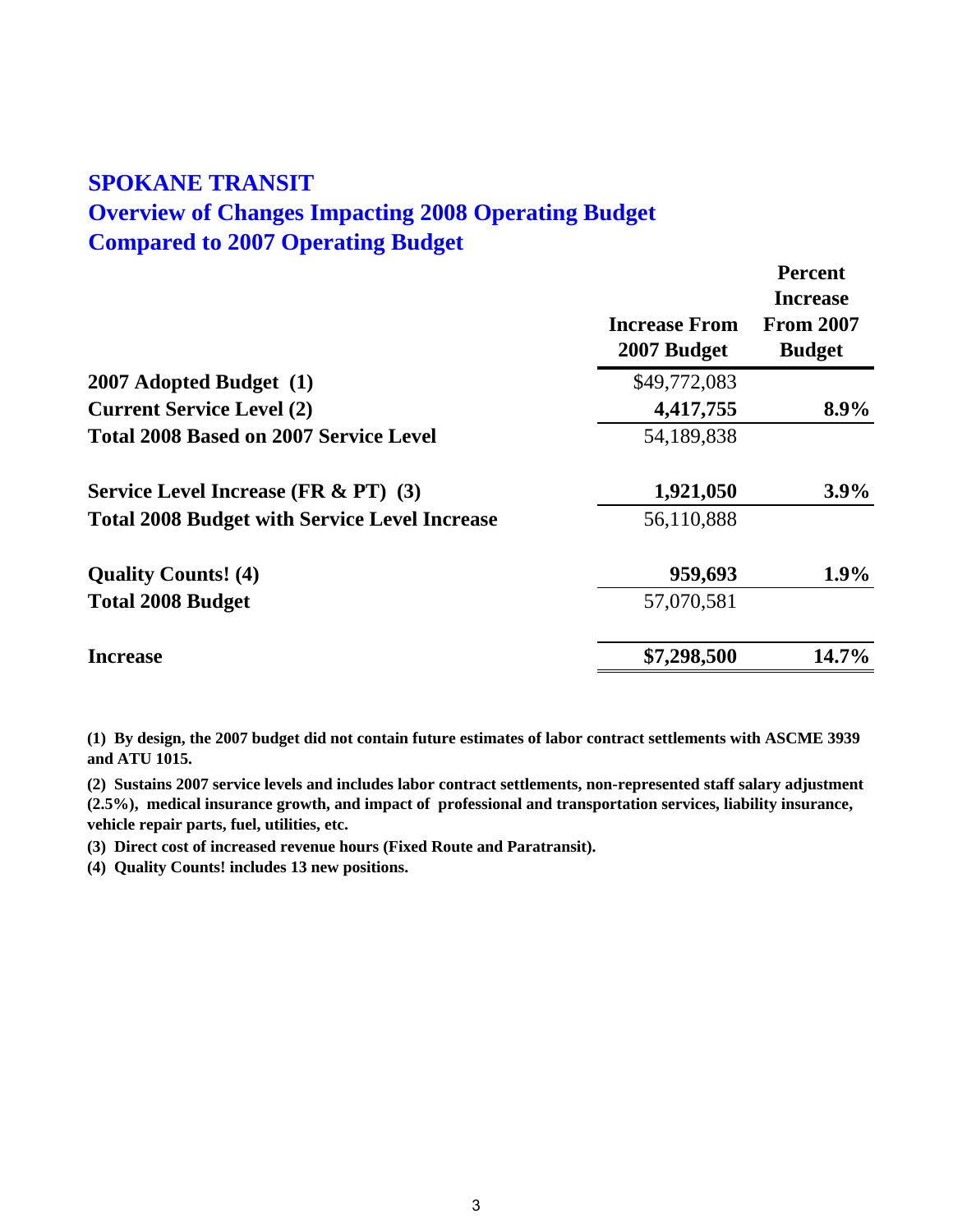# SPOKANE TRANSIT
## Overview of Changes Impacting 2008 Operating Budget
## Compared to 2007 Operating Budget

| | Increase From 2007 Budget | Percent Increase From 2007 Budget |
|---|---|---|
| **2007 Adopted Budget (1)** | $49,772,083 | |
| **Current Service Level (2)** | **4,417,755** | **8.9%** |
| **Total 2008 Based on 2007 Service Level** | 54,189,838 | |
| | | |
| **Service Level Increase (FR & PT) (3)** | **1,921,050** | **3.9%** |
| **Total 2008 Budget with Service Level Increase** | 56,110,888 | |
| | | |
| **Quality Counts! (4)** | **959,693** | **1.9%** |
| **Total 2008 Budget** | 57,070,581 | |
| | | |
| **Increase** | **$7,298,500** | **14.7%** |

**(1) By design, the 2007 budget did not contain future estimates of labor contract settlements with ASCME 3939 and ATU 1015.**

**(2) Sustains 2007 service levels and includes labor contract settlements, non-represented staff salary adjustment (2.5%), medical insurance growth, and impact of professional and transportation services, liability insurance, vehicle repair parts, fuel, utilities, etc.**

**(3) Direct cost of increased revenue hours (Fixed Route and Paratransit).**

**(4) Quality Counts! includes 13 new positions.**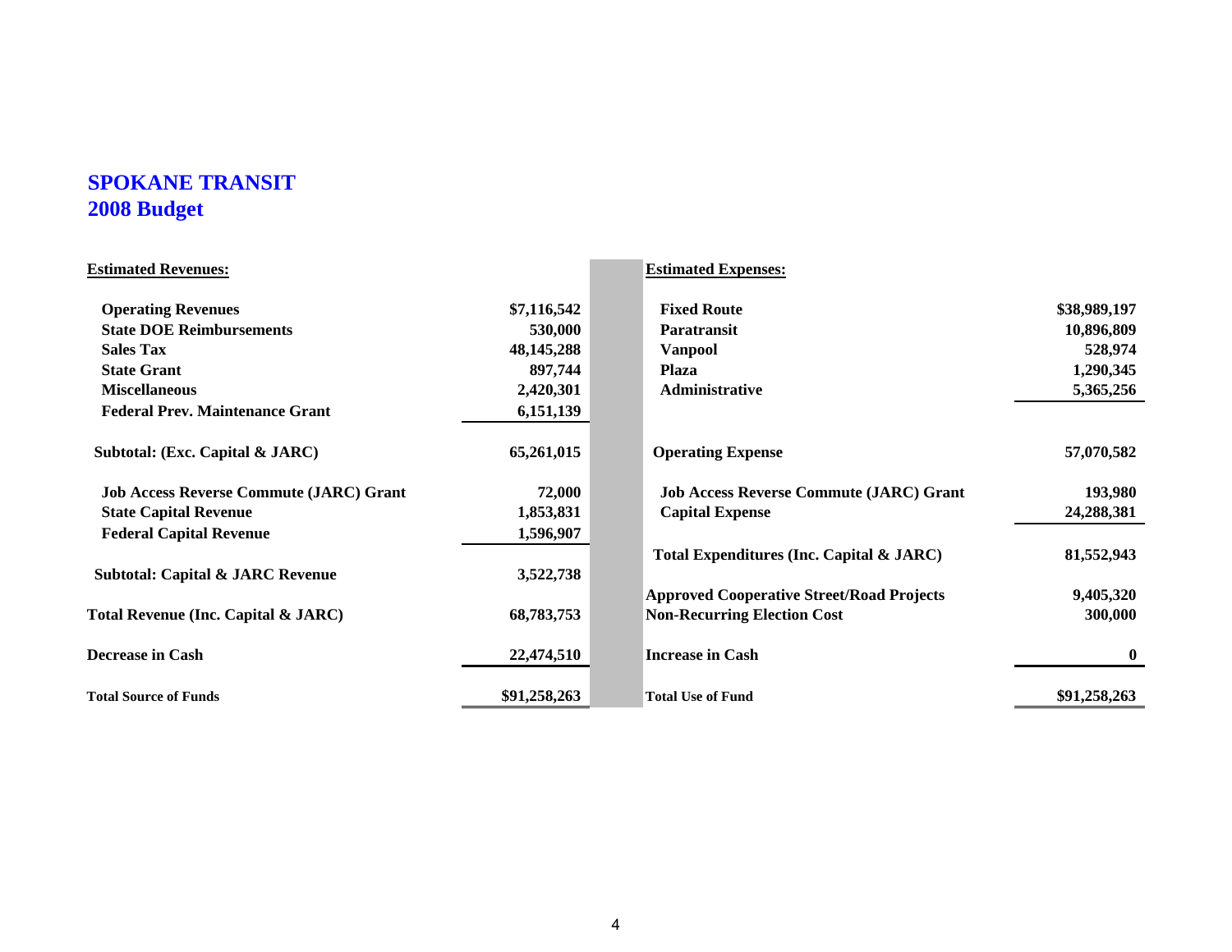# SPOKANE TRANSIT
## 2008 Budget

| Estimated Revenues: | | Estimated Expenses: | |
|---|---|---|---|
| Operating Revenues | $7,116,542 | Fixed Route | $38,989,197 |
| State DOE Reimbursements | 530,000 | Paratransit | 10,896,809 |
| Sales Tax | 48,145,288 | Vanpool | 528,974 |
| State Grant | 897,744 | Plaza | 1,290,345 |
| Miscellaneous | 2,420,301 | Administrative | 5,365,256 |
| Federal Prev. Maintenance Grant | 6,151,139 | | |
| Subtotal: (Exc. Capital & JARC) | 65,261,015 | Operating Expense | 57,070,582 |
| Job Access Reverse Commute (JARC) Grant | 72,000 | Job Access Reverse Commute (JARC) Grant | 193,980 |
| State Capital Revenue | 1,853,831 | Capital Expense | 24,288,381 |
| Federal Capital Revenue | 1,596,907 | | |
| | | Total Expenditures (Inc. Capital & JARC) | 81,552,943 |
| Subtotal: Capital & JARC Revenue | 3,522,738 | | |
| | | Approved Cooperative Street/Road Projects | 9,405,320 |
| Total Revenue (Inc. Capital & JARC) | 68,783,753 | Non-Recurring Election Cost | 300,000 |
| Decrease in Cash | 22,474,510 | Increase in Cash | 0 |
| Total Source of Funds | $91,258,263 | Total Use of Fund | $91,258,263 |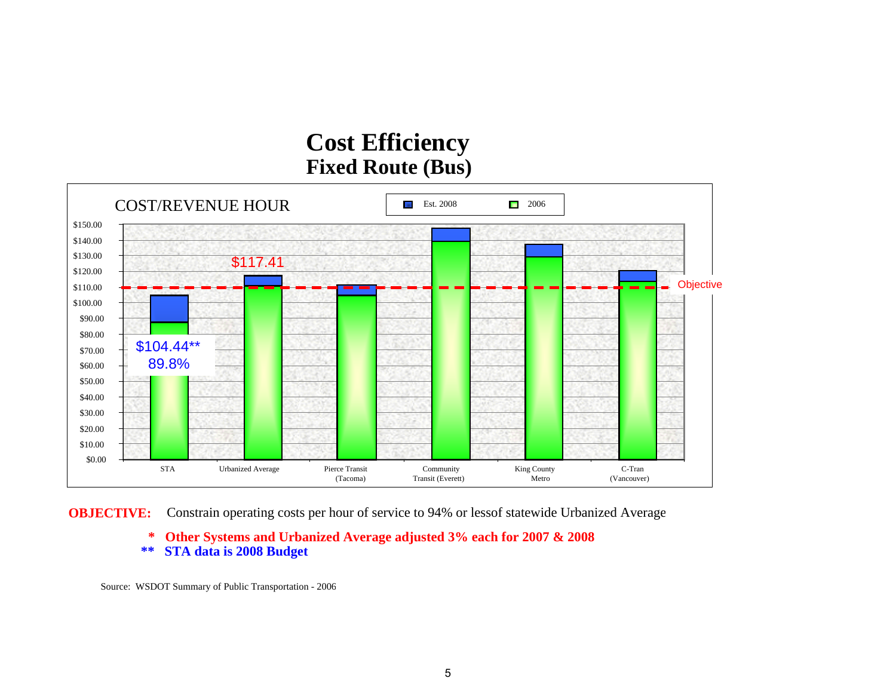# Cost Efficiency

## Fixed Route (Bus)

COST/REVENUE HOUR

Est. 2008 | 2006

| | STA | Urbanized Average | Pierce Transit (Tacoma) | Community Transit (Everett) | King County Metro | C-Tran (Vancouver) |
|---|---|---|---|---|---|---|
| Labels | $104.44** 89.8% | $117.41 | | | | |

Objective

**OBJECTIVE:** Constrain operating costs per hour of service to 94% or lessof statewide Urbanized Average

**\* Other Systems and Urbanized Average adjusted 3% each for 2007 & 2008**

**\*\* STA data is 2008 Budget**

Source: WSDOT Summary of Public Transportation - 2006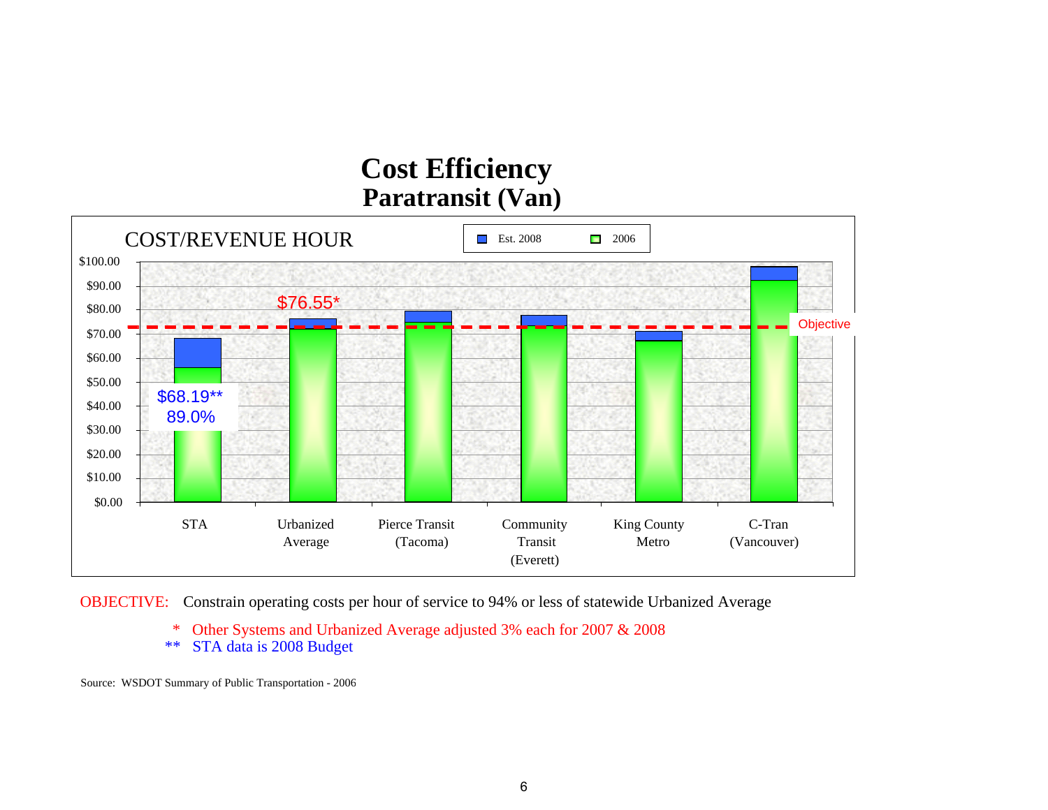# Cost Efficiency
## Paratransit (Van)

COST/REVENUE HOUR

Est. 2008 | 2006

$76.55*

$68.19**
89.0%

Objective

STA | Urbanized Average | Pierce Transit (Tacoma) | Community Transit (Everett) | King County Metro | C-Tran (Vancouver)

OBJECTIVE: Constrain operating costs per hour of service to 94% or less of statewide Urbanized Average

\* Other Systems and Urbanized Average adjusted 3% each for 2007 & 2008

\*\* STA data is 2008 Budget

Source: WSDOT Summary of Public Transportation - 2006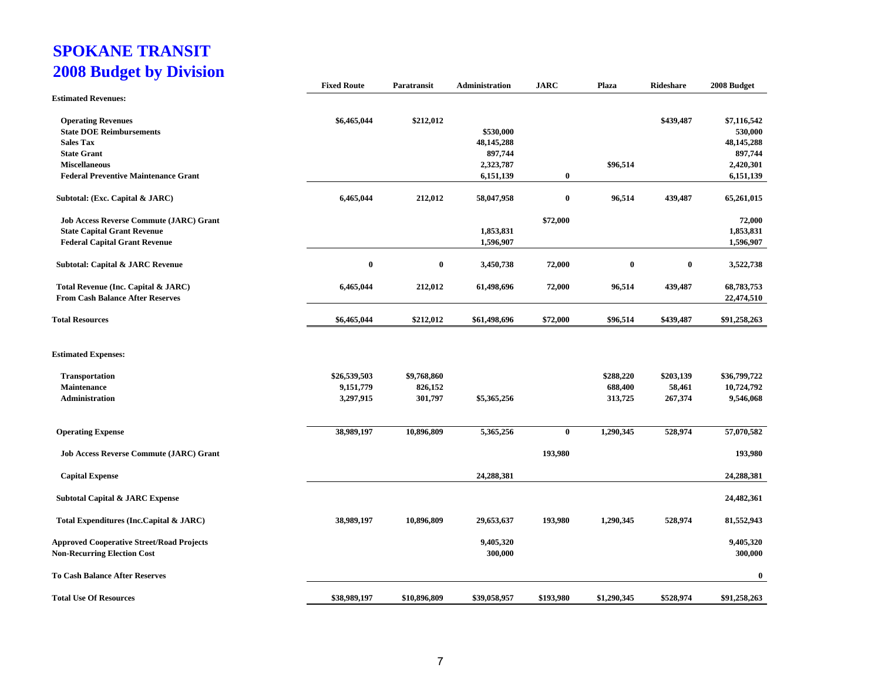# SPOKANE TRANSIT
## 2008 Budget by Division

| | Fixed Route | Paratransit | Administration | JARC | Plaza | Rideshare | 2008 Budget |
|---|---|---|---|---|---|---|---|
| **Estimated Revenues:** | | | | | | | |
| Operating Revenues | $6,465,044 | $212,012 | | | | $439,487 | $7,116,542 |
| State DOE Reimbursements | | | $530,000 | | | | 530,000 |
| Sales Tax | | | 48,145,288 | | | | 48,145,288 |
| State Grant | | | 897,744 | | | | 897,744 |
| Miscellaneous | | | 2,323,787 | | $96,514 | | 2,420,301 |
| Federal Preventive Maintenance Grant | | | 6,151,139 | 0 | | | 6,151,139 |
| Subtotal: (Exc. Capital & JARC) | 6,465,044 | 212,012 | 58,047,958 | 0 | 96,514 | 439,487 | 65,261,015 |
| Job Access Reverse Commute (JARC) Grant | | | | $72,000 | | | 72,000 |
| State Capital Grant Revenue | | | 1,853,831 | | | | 1,853,831 |
| Federal Capital Grant Revenue | | | 1,596,907 | | | | 1,596,907 |
| Subtotal: Capital & JARC Revenue | 0 | 0 | 3,450,738 | 72,000 | 0 | 0 | 3,522,738 |
| Total Revenue (Inc. Capital & JARC) | 6,465,044 | 212,012 | 61,498,696 | 72,000 | 96,514 | 439,487 | 68,783,753 |
| From Cash Balance After Reserves | | | | | | | 22,474,510 |
| **Total Resources** | $6,465,044 | $212,012 | $61,498,696 | $72,000 | $96,514 | $439,487 | $91,258,263 |
| **Estimated Expenses:** | | | | | | | |
| Transportation | $26,539,503 | $9,768,860 | | | $288,220 | $203,139 | $36,799,722 |
| Maintenance | 9,151,779 | 826,152 | | | 688,400 | 58,461 | 10,724,792 |
| Administration | 3,297,915 | 301,797 | $5,365,256 | | 313,725 | 267,374 | 9,546,068 |
| Operating Expense | 38,989,197 | 10,896,809 | 5,365,256 | 0 | 1,290,345 | 528,974 | 57,070,582 |
| Job Access Reverse Commute (JARC) Grant | | | | 193,980 | | | 193,980 |
| Capital Expense | | | 24,288,381 | | | | 24,288,381 |
| Subtotal Capital & JARC Expense | | | | | | | 24,482,361 |
| Total Expenditures (Inc.Capital & JARC) | 38,989,197 | 10,896,809 | 29,653,637 | 193,980 | 1,290,345 | 528,974 | 81,552,943 |
| Approved Cooperative Street/Road Projects | | | 9,405,320 | | | | 9,405,320 |
| Non-Recurring Election Cost | | | 300,000 | | | | 300,000 |
| To Cash Balance After Reserves | | | | | | | 0 |
| **Total Use Of Resources** | $38,989,197 | $10,896,809 | $39,058,957 | $193,980 | $1,290,345 | $528,974 | $91,258,263 |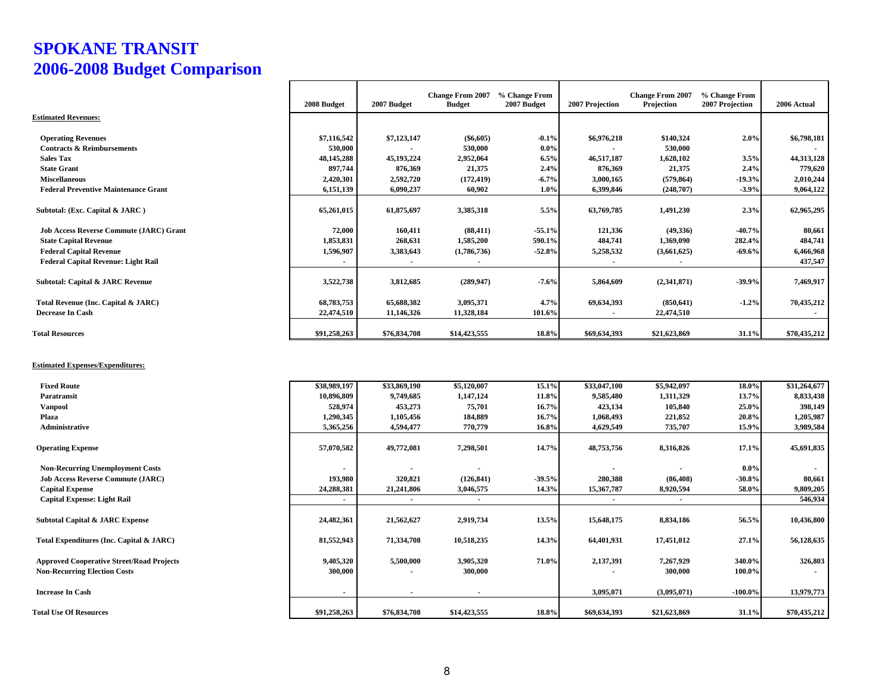# SPOKANE TRANSIT
# 2006-2008 Budget Comparison

| | 2008 Budget | 2007 Budget | Change From 2007 Budget | % Change From 2007 Budget | 2007 Projection | Change From 2007 Projection | % Change From 2007 Projection | 2006 Actual |
|---|---|---|---|---|---|---|---|---|
| **Estimated Revenues:** | | | | | | | | |
| Operating Revenues | $7,116,542 | $7,123,147 | ($6,605) | -0.1% | $6,976,218 | $140,324 | 2.0% | $6,798,181 |
| Contracts & Reimbursements | 530,000 | - | 530,000 | 0.0% | - | 530,000 | | - |
| Sales Tax | 48,145,288 | 45,193,224 | 2,952,064 | 6.5% | 46,517,187 | 1,628,102 | 3.5% | 44,313,128 |
| State Grant | 897,744 | 876,369 | 21,375 | 2.4% | 876,369 | 21,375 | 2.4% | 779,620 |
| Miscellaneous | 2,420,301 | 2,592,720 | (172,419) | -6.7% | 3,000,165 | (579,864) | -19.3% | 2,010,244 |
| Federal Preventive Maintenance Grant | 6,151,139 | 6,090,237 | 60,902 | 1.0% | 6,399,846 | (248,707) | -3.9% | 9,064,122 |
| Subtotal: (Exc. Capital & JARC ) | 65,261,015 | 61,875,697 | 3,385,318 | 5.5% | 63,769,785 | 1,491,230 | 2.3% | 62,965,295 |
| Job Access Reverse Commute (JARC) Grant | 72,000 | 160,411 | (88,411) | -55.1% | 121,336 | (49,336) | -40.7% | 80,661 |
| State Capital Revenue | 1,853,831 | 268,631 | 1,585,200 | 590.1% | 484,741 | 1,369,090 | 282.4% | 484,741 |
| Federal Capital Revenue | 1,596,907 | 3,383,643 | (1,786,736) | -52.8% | 5,258,532 | (3,661,625) | -69.6% | 6,466,968 |
| Federal Capital Revenue: Light Rail | - | - | - | | - | - | | 437,547 |
| Subtotal: Capital & JARC Revenue | 3,522,738 | 3,812,685 | (289,947) | -7.6% | 5,864,609 | (2,341,871) | -39.9% | 7,469,917 |
| Total Revenue (Inc. Capital & JARC) | 68,783,753 | 65,688,382 | 3,095,371 | 4.7% | 69,634,393 | (850,641) | -1.2% | 70,435,212 |
| Decrease In Cash | 22,474,510 | 11,146,326 | 11,328,184 | 101.6% | - | 22,474,510 | | - |
| Total Resources | $91,258,263 | $76,834,708 | $14,423,555 | 18.8% | $69,634,393 | $21,623,869 | 31.1% | $70,435,212 |

| | 2008 Budget | 2007 Budget | Change From 2007 Budget | % Change From 2007 Budget | 2007 Projection | Change From 2007 Projection | % Change From 2007 Projection | 2006 Actual |
|---|---|---|---|---|---|---|---|---|
| **Estimated Expenses/Expenditures:** | | | | | | | | |
| Fixed Route | $38,989,197 | $33,869,190 | $5,120,007 | 15.1% | $33,047,100 | $5,942,097 | 18.0% | $31,264,677 |
| Paratransit | 10,896,809 | 9,749,685 | 1,147,124 | 11.8% | 9,585,480 | 1,311,329 | 13.7% | 8,833,438 |
| Vanpool | 528,974 | 453,273 | 75,701 | 16.7% | 423,134 | 105,840 | 25.0% | 398,149 |
| Plaza | 1,290,345 | 1,105,456 | 184,889 | 16.7% | 1,068,493 | 221,852 | 20.8% | 1,205,987 |
| Administrative | 5,365,256 | 4,594,477 | 770,779 | 16.8% | 4,629,549 | 735,707 | 15.9% | 3,989,584 |
| Operating Expense | 57,070,582 | 49,772,081 | 7,298,501 | 14.7% | 48,753,756 | 8,316,826 | 17.1% | 45,691,835 |
| Non-Recurring Unemployment Costs | - | - | - | | - | - | 0.0% | - |
| Job Access Reverse Commute (JARC) | 193,980 | 320,821 | (126,841) | -39.5% | 280,388 | (86,408) | -30.8% | 80,661 |
| Capital Expense | 24,288,381 | 21,241,806 | 3,046,575 | 14.3% | 15,367,787 | 8,920,594 | 58.0% | 9,809,205 |
| Capital Expense: Light Rail | - | - | - | | - | - | | 546,934 |
| Subtotal Capital & JARC Expense | 24,482,361 | 21,562,627 | 2,919,734 | 13.5% | 15,648,175 | 8,834,186 | 56.5% | 10,436,800 |
| Total Expenditures (Inc. Capital & JARC) | 81,552,943 | 71,334,708 | 10,518,235 | 14.3% | 64,401,931 | 17,451,012 | 27.1% | 56,128,635 |
| Approved Cooperative Street/Road Projects | 9,405,320 | 5,500,000 | 3,905,320 | 71.0% | 2,137,391 | 7,267,929 | 340.0% | 326,803 |
| Non-Recurring Election Costs | 300,000 | - | 300,000 | | - | 300,000 | 100.0% | - |
| Increase In Cash | - | - | - | | 3,095,071 | (3,095,071) | -100.0% | 13,979,773 |
| Total Use Of Resources | $91,258,263 | $76,834,708 | $14,423,555 | 18.8% | $69,634,393 | $21,623,869 | 31.1% | $70,435,212 |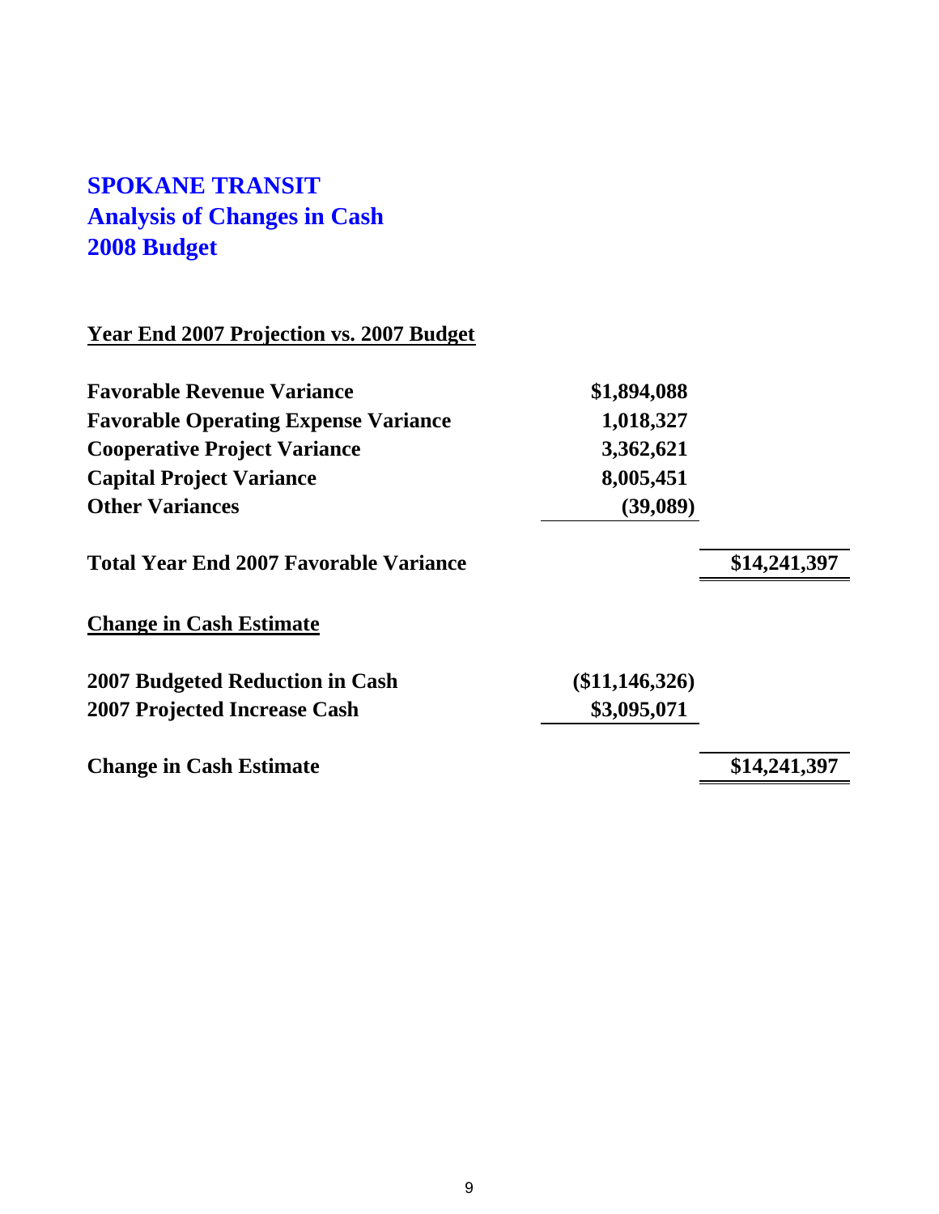# SPOKANE TRANSIT
## Analysis of Changes in Cash
## 2008 Budget

**Year End 2007 Projection vs. 2007 Budget**

| | | |
|---|---|---|
| **Favorable Revenue Variance** | **$1,894,088** | |
| **Favorable Operating Expense Variance** | **1,018,327** | |
| **Cooperative Project Variance** | **3,362,621** | |
| **Capital Project Variance** | **8,005,451** | |
| **Other Variances** | **(39,089)** | |
| **Total Year End 2007 Favorable Variance** | | **$14,241,397** |

**Change in Cash Estimate**

| | | |
|---|---|---|
| **2007 Budgeted Reduction in Cash** | **($11,146,326)** | |
| **2007 Projected Increase Cash** | **$3,095,071** | |
| **Change in Cash Estimate** | | **$14,241,397** |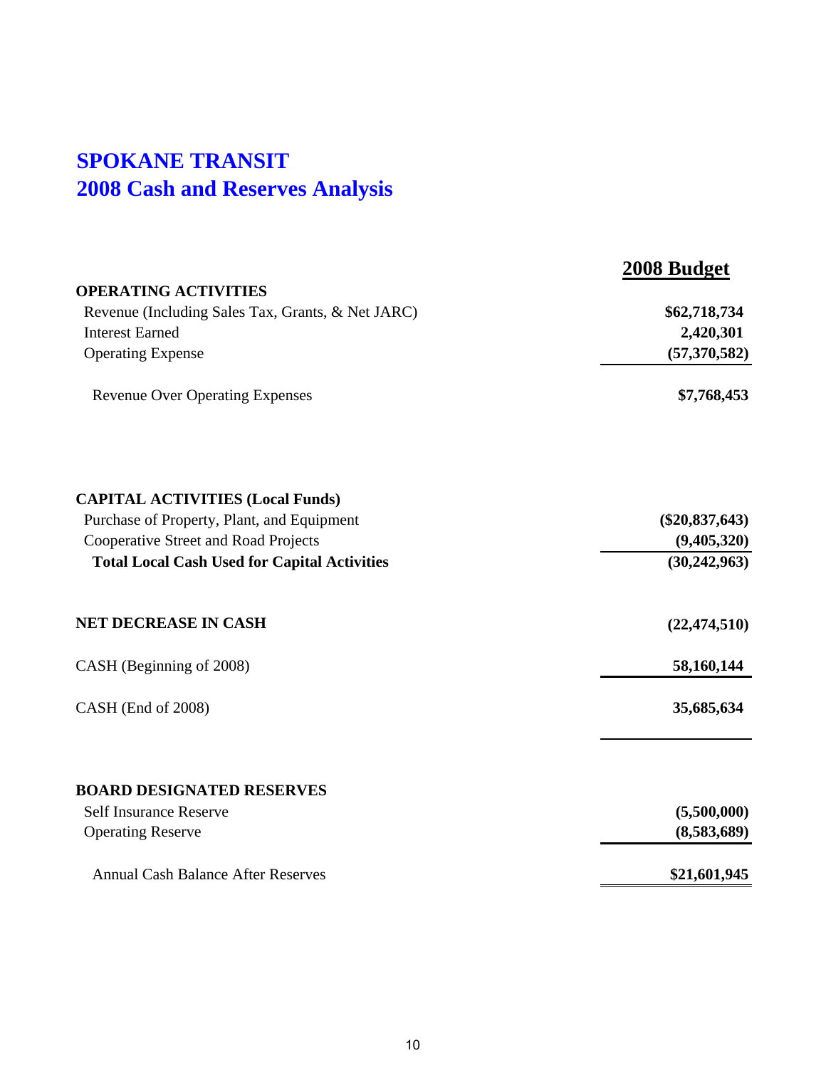# SPOKANE TRANSIT
# 2008 Cash and Reserves Analysis

| | 2008 Budget |
|---|---|
| **OPERATING ACTIVITIES** | |
| Revenue (Including Sales Tax, Grants, & Net JARC) | **$62,718,734** |
| Interest Earned | **2,420,301** |
| Operating Expense | **(57,370,582)** |
| Revenue Over Operating Expenses | **$7,768,453** |
| | |
| **CAPITAL ACTIVITIES (Local Funds)** | |
| Purchase of Property, Plant, and Equipment | **($20,837,643)** |
| Cooperative Street and Road Projects | **(9,405,320)** |
| **Total Local Cash Used for Capital Activities** | **(30,242,963)** |
| | |
| **NET DECREASE IN CASH** | **(22,474,510)** |
| CASH (Beginning of 2008) | **58,160,144** |
| CASH (End of 2008) | **35,685,634** |
| | |
| **BOARD DESIGNATED RESERVES** | |
| Self Insurance Reserve | **(5,500,000)** |
| Operating Reserve | **(8,583,689)** |
| Annual Cash Balance After Reserves | **$21,601,945** |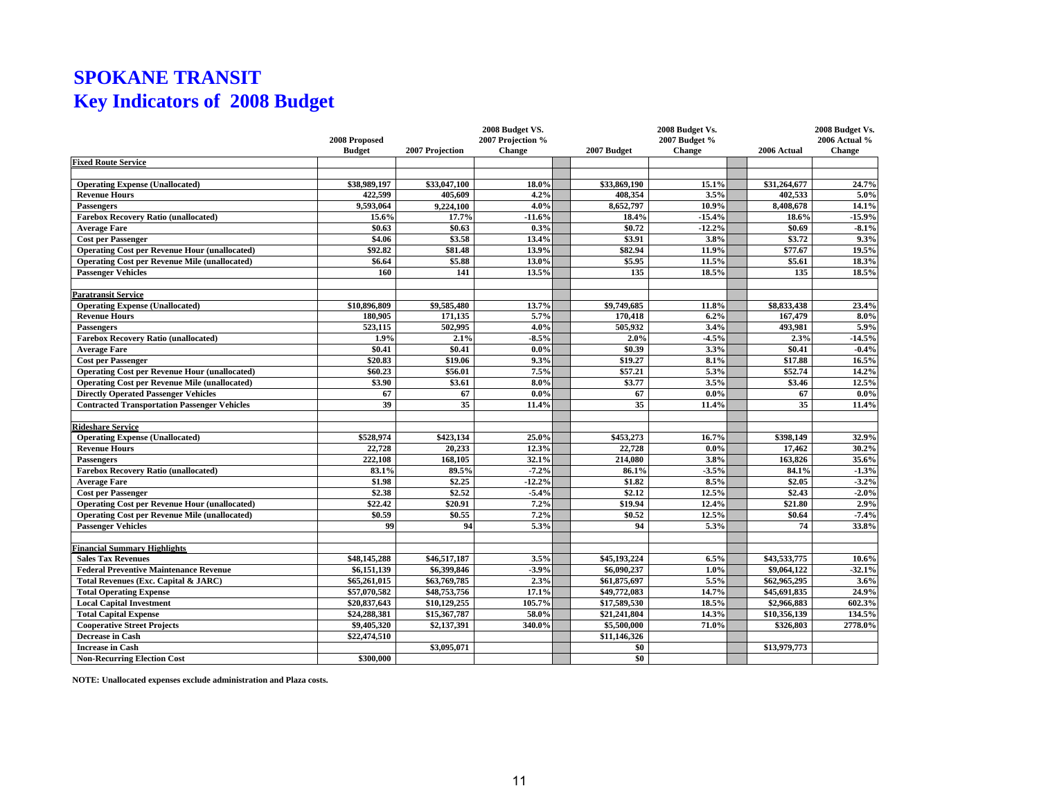# SPOKANE TRANSIT
## Key Indicators of 2008 Budget

| | 2008 Proposed Budget | 2007 Projection | 2008 Budget VS. 2007 Projection % Change | | 2007 Budget | 2008 Budget Vs. 2007 Budget % Change | | 2006 Actual | 2008 Budget Vs. 2006 Actual % Change |
|---|---|---|---|---|---|---|---|---|---|
| **Fixed Route Service** | | | | | | | | | |
| Operating Expense (Unallocated) | $38,989,197 | $33,047,100 | 18.0% | | $33,869,190 | 15.1% | | $31,264,677 | 24.7% |
| Revenue Hours | 422,599 | 405,609 | 4.2% | | 408,354 | 3.5% | | 402,533 | 5.0% |
| Passengers | 9,593,064 | 9,224,100 | 4.0% | | 8,652,797 | 10.9% | | 8,408,678 | 14.1% |
| Farebox Recovery Ratio (unallocated) | 15.6% | 17.7% | -11.6% | | 18.4% | -15.4% | | 18.6% | -15.9% |
| Average Fare | $0.63 | $0.63 | 0.3% | | $0.72 | -12.2% | | $0.69 | -8.1% |
| Cost per Passenger | $4.06 | $3.58 | 13.4% | | $3.91 | 3.8% | | $3.72 | 9.3% |
| Operating Cost per Revenue Hour (unallocated) | $92.82 | $81.48 | 13.9% | | $82.94 | 11.9% | | $77.67 | 19.5% |
| Operating Cost per Revenue Mile (unallocated) | $6.64 | $5.88 | 13.0% | | $5.95 | 11.5% | | $5.61 | 18.3% |
| Passenger Vehicles | 160 | 141 | 13.5% | | 135 | 18.5% | | 135 | 18.5% |
| **Paratransit Service** | | | | | | | | | |
| Operating Expense (Unallocated) | $10,896,809 | $9,585,480 | 13.7% | | $9,749,685 | 11.8% | | $8,833,438 | 23.4% |
| Revenue Hours | 180,905 | 171,135 | 5.7% | | 170,418 | 6.2% | | 167,479 | 8.0% |
| Passengers | 523,115 | 502,995 | 4.0% | | 505,932 | 3.4% | | 493,981 | 5.9% |
| Farebox Recovery Ratio (unallocated) | 1.9% | 2.1% | -8.5% | | 2.0% | -4.5% | | 2.3% | -14.5% |
| Average Fare | $0.41 | $0.41 | 0.0% | | $0.39 | 3.3% | | $0.41 | -0.4% |
| Cost per Passenger | $20.83 | $19.06 | 9.3% | | $19.27 | 8.1% | | $17.88 | 16.5% |
| Operating Cost per Revenue Hour (unallocated) | $60.23 | $56.01 | 7.5% | | $57.21 | 5.3% | | $52.74 | 14.2% |
| Operating Cost per Revenue Mile (unallocated) | $3.90 | $3.61 | 8.0% | | $3.77 | 3.5% | | $3.46 | 12.5% |
| Directly Operated Passenger Vehicles | 67 | 67 | 0.0% | | 67 | 0.0% | | 67 | 0.0% |
| Contracted Transportation Passenger Vehicles | 39 | 35 | 11.4% | | 35 | 11.4% | | 35 | 11.4% |
| **Rideshare Service** | | | | | | | | | |
| Operating Expense (Unallocated) | $528,974 | $423,134 | 25.0% | | $453,273 | 16.7% | | $398,149 | 32.9% |
| Revenue Hours | 22,728 | 20,233 | 12.3% | | 22,728 | 0.0% | | 17,462 | 30.2% |
| Passengers | 222,108 | 168,105 | 32.1% | | 214,080 | 3.8% | | 163,826 | 35.6% |
| Farebox Recovery Ratio (unallocated) | 83.1% | 89.5% | -7.2% | | 86.1% | -3.5% | | 84.1% | -1.3% |
| Average Fare | $1.98 | $2.25 | -12.2% | | $1.82 | 8.5% | | $2.05 | -3.2% |
| Cost per Passenger | $2.38 | $2.52 | -5.4% | | $2.12 | 12.5% | | $2.43 | -2.0% |
| Operating Cost per Revenue Hour (unallocated) | $22.42 | $20.91 | 7.2% | | $19.94 | 12.4% | | $21.80 | 2.9% |
| Operating Cost per Revenue Mile (unallocated) | $0.59 | $0.55 | 7.2% | | $0.52 | 12.5% | | $0.64 | -7.4% |
| Passenger Vehicles | 99 | 94 | 5.3% | | 94 | 5.3% | | 74 | 33.8% |
| **Financial Summary Highlights** | | | | | | | | | |
| Sales Tax Revenues | $48,145,288 | $46,517,187 | 3.5% | | $45,193,224 | 6.5% | | $43,533,775 | 10.6% |
| Federal Preventive Maintenance Revenue | $6,151,139 | $6,399,846 | -3.9% | | $6,090,237 | 1.0% | | $9,064,122 | -32.1% |
| Total Revenues (Exc. Capital & JARC) | $65,261,015 | $63,769,785 | 2.3% | | $61,875,697 | 5.5% | | $62,965,295 | 3.6% |
| Total Operating Expense | $57,070,582 | $48,753,756 | 17.1% | | $49,772,083 | 14.7% | | $45,691,835 | 24.9% |
| Local Capital Investment | $20,837,643 | $10,129,255 | 105.7% | | $17,589,530 | 18.5% | | $2,966,883 | 602.3% |
| Total Capital Expense | $24,288,381 | $15,367,787 | 58.0% | | $21,241,804 | 14.3% | | $10,356,139 | 134.5% |
| Cooperative Street Projects | $9,405,320 | $2,137,391 | 340.0% | | $5,500,000 | 71.0% | | $326,803 | 2778.0% |
| Decrease in Cash | $22,474,510 | | | | $11,146,326 | | | | |
| Increase in Cash | | $3,095,071 | | | $0 | | | $13,979,773 | |
| Non-Recurring Election Cost | $300,000 | | | | $0 | | | | |

**NOTE: Unallocated expenses exclude administration and Plaza costs.**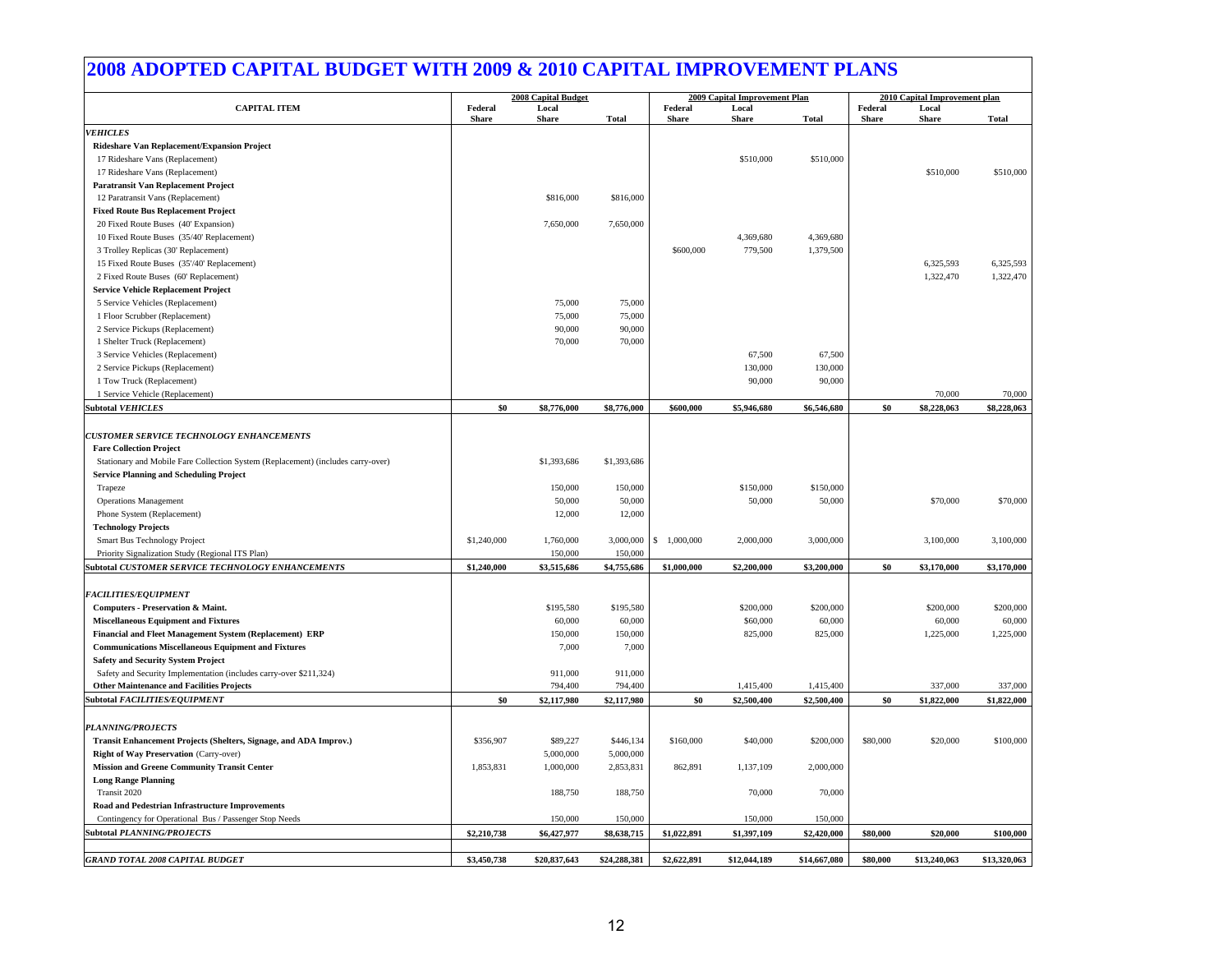# 2008 ADOPTED CAPITAL BUDGET WITH 2009 & 2010 CAPITAL IMPROVEMENT PLANS

| CAPITAL ITEM | 2008 Capital Budget | | | 2009 Capital Improvement Plan | | | 2010 Capital Improvement plan | | |
|---|---|---|---|---|---|---|---|---|---|
| | Federal Share | Local Share | Total | Federal Share | Local Share | Total | Federal Share | Local Share | Total |
| ***VEHICLES*** | | | | | | | | | |
| **Rideshare Van Replacement/Expansion Project** | | | | | | | | | |
| 17 Rideshare Vans (Replacement) | | | | | $510,000 | $510,000 | | | |
| 17 Rideshare Vans (Replacement) | | | | | | | | $510,000 | $510,000 |
| **Paratransit Van Replacement Project** | | | | | | | | | |
| 12 Paratransit Vans (Replacement) | | $816,000 | $816,000 | | | | | | |
| **Fixed Route Bus Replacement Project** | | | | | | | | | |
| 20 Fixed Route Buses (40' Expansion) | | 7,650,000 | 7,650,000 | | | | | | |
| 10 Fixed Route Buses (35/40' Replacement) | | | | | 4,369,680 | 4,369,680 | | | |
| 3 Trolley Replicas (30' Replacement) | | | | $600,000 | 779,500 | 1,379,500 | | | |
| 15 Fixed Route Buses (35'/40' Replacement) | | | | | | | | 6,325,593 | 6,325,593 |
| 2 Fixed Route Buses (60' Replacement) | | | | | | | | 1,322,470 | 1,322,470 |
| **Service Vehicle Replacement Project** | | | | | | | | | |
| 5 Service Vehicles (Replacement) | | 75,000 | 75,000 | | | | | | |
| 1 Floor Scrubber (Replacement) | | 75,000 | 75,000 | | | | | | |
| 2 Service Pickups (Replacement) | | 90,000 | 90,000 | | | | | | |
| 1 Shelter Truck (Replacement) | | 70,000 | 70,000 | | | | | | |
| 3 Service Vehicles (Replacement) | | | | | 67,500 | 67,500 | | | |
| 2 Service Pickups (Replacement) | | | | | 130,000 | 130,000 | | | |
| 1 Tow Truck (Replacement) | | | | | 90,000 | 90,000 | | | |
| 1 Service Vehicle (Replacement) | | | | | | | | 70,000 | 70,000 |
| **Subtotal *VEHICLES*** | **$0** | **$8,776,000** | **$8,776,000** | **$600,000** | **$5,946,680** | **$6,546,680** | **$0** | **$8,228,063** | **$8,228,063** |
| ***CUSTOMER SERVICE TECHNOLOGY ENHANCEMENTS*** | | | | | | | | | |
| **Fare Collection Project** | | | | | | | | | |
| Stationary and Mobile Fare Collection System (Replacement) (includes carry-over) | | $1,393,686 | $1,393,686 | | | | | | |
| **Service Planning and Scheduling Project** | | | | | | | | | |
| Trapeze | | 150,000 | 150,000 | | $150,000 | $150,000 | | | |
| Operations Management | | 50,000 | 50,000 | | 50,000 | 50,000 | | $70,000 | $70,000 |
| Phone System (Replacement) | | 12,000 | 12,000 | | | | | | |
| **Technology Projects** | | | | | | | | | |
| Smart Bus Technology Project | $1,240,000 | 1,760,000 | 3,000,000 | $ 1,000,000 | 2,000,000 | 3,000,000 | | 3,100,000 | 3,100,000 |
| Priority Signalization Study (Regional ITS Plan) | | 150,000 | 150,000 | | | | | | |
| **Subtotal *CUSTOMER SERVICE TECHNOLOGY ENHANCEMENTS*** | **$1,240,000** | **$3,515,686** | **$4,755,686** | **$1,000,000** | **$2,200,000** | **$3,200,000** | **$0** | **$3,170,000** | **$3,170,000** |
| ***FACILITIES/EQUIPMENT*** | | | | | | | | | |
| **Computers - Preservation & Maint.** | | $195,580 | $195,580 | | $200,000 | $200,000 | | $200,000 | $200,000 |
| **Miscellaneous Equipment and Fixtures** | | 60,000 | 60,000 | | $60,000 | 60,000 | | 60,000 | 60,000 |
| **Financial and Fleet Management System (Replacement) ERP** | | 150,000 | 150,000 | | 825,000 | 825,000 | | 1,225,000 | 1,225,000 |
| **Communications Miscellaneous Equipment and Fixtures** | | 7,000 | 7,000 | | | | | | |
| **Safety and Security System Project** | | | | | | | | | |
| Safety and Security Implementation (includes carry-over $211,324) | | 911,000 | 911,000 | | | | | | |
| **Other Maintenance and Facilities Projects** | | 794,400 | 794,400 | | 1,415,400 | 1,415,400 | | 337,000 | 337,000 |
| **Subtotal *FACILITIES/EQUIPMENT*** | **$0** | **$2,117,980** | **$2,117,980** | **$0** | **$2,500,400** | **$2,500,400** | **$0** | **$1,822,000** | **$1,822,000** |
| ***PLANNING/PROJECTS*** | | | | | | | | | |
| **Transit Enhancement Projects (Shelters, Signage, and ADA Improv.)** | $356,907 | $89,227 | $446,134 | $160,000 | $40,000 | $200,000 | $80,000 | $20,000 | $100,000 |
| **Right of Way Preservation** (Carry-over) | | 5,000,000 | 5,000,000 | | | | | | |
| **Mission and Greene Community Transit Center** | 1,853,831 | 1,000,000 | 2,853,831 | 862,891 | 1,137,109 | 2,000,000 | | | |
| **Long Range Planning** | | | | | | | | | |
| Transit 2020 | | 188,750 | 188,750 | | 70,000 | 70,000 | | | |
| **Road and Pedestrian Infrastructure Improvements** | | | | | | | | | |
| Contingency for Operational Bus / Passenger Stop Needs | | 150,000 | 150,000 | | 150,000 | 150,000 | | | |
| **Subtotal *PLANNING/PROJECTS*** | **$2,210,738** | **$6,427,977** | **$8,638,715** | **$1,022,891** | **$1,397,109** | **$2,420,000** | **$80,000** | **$20,000** | **$100,000** |
| ***GRAND TOTAL 2008 CAPITAL BUDGET*** | **$3,450,738** | **$20,837,643** | **$24,288,381** | **$2,622,891** | **$12,044,189** | **$14,667,080** | **$80,000** | **$13,240,063** | **$13,320,063** |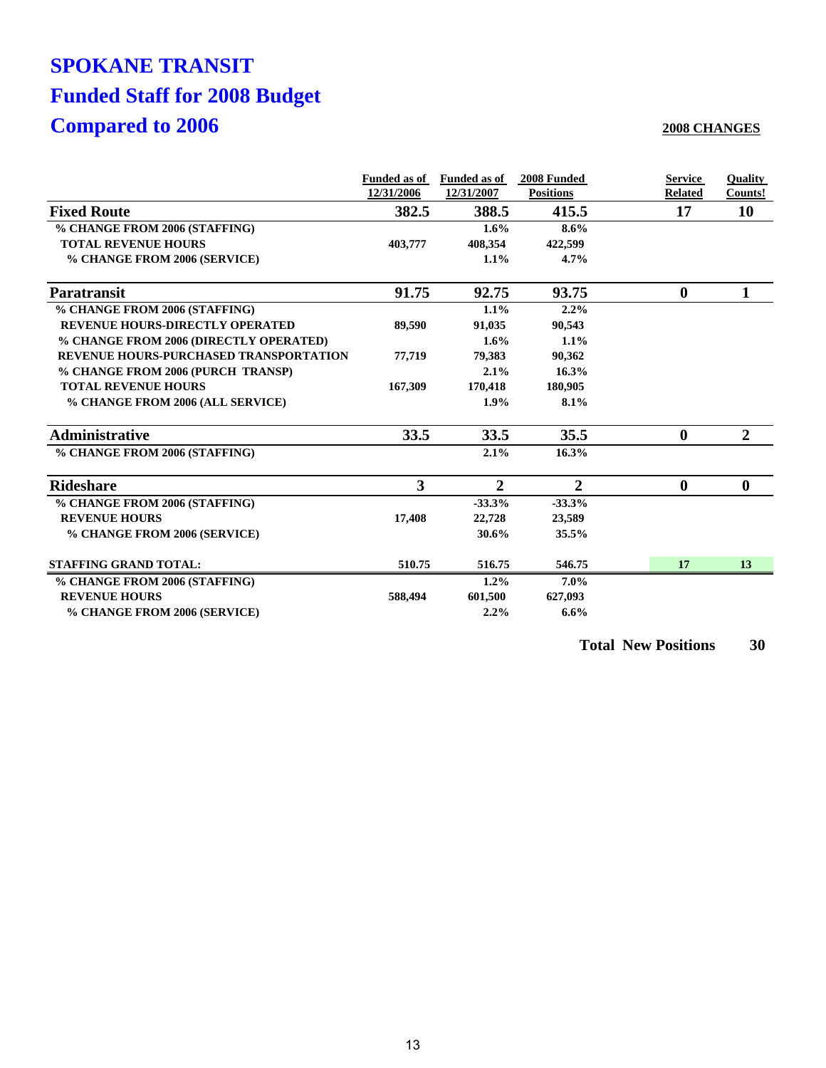# SPOKANE TRANSIT
# Funded Staff for 2008 Budget
# Compared to 2006

**2008 CHANGES**

| | Funded as of 12/31/2006 | Funded as of 12/31/2007 | 2008 Funded Positions | Service Related | Quality Counts! |
|---|---|---|---|---|---|
| **Fixed Route** | **382.5** | **388.5** | **415.5** | **17** | **10** |
| % CHANGE FROM 2006 (STAFFING) | | 1.6% | 8.6% | | |
| TOTAL REVENUE HOURS | 403,777 | 408,354 | 422,599 | | |
| % CHANGE FROM 2006 (SERVICE) | | 1.1% | 4.7% | | |
| **Paratransit** | **91.75** | **92.75** | **93.75** | **0** | **1** |
| % CHANGE FROM 2006 (STAFFING) | | 1.1% | 2.2% | | |
| REVENUE HOURS-DIRECTLY OPERATED | 89,590 | 91,035 | 90,543 | | |
| % CHANGE FROM 2006 (DIRECTLY OPERATED) | | 1.6% | 1.1% | | |
| REVENUE HOURS-PURCHASED TRANSPORTATION | 77,719 | 79,383 | 90,362 | | |
| % CHANGE FROM 2006 (PURCH TRANSP) | | 2.1% | 16.3% | | |
| TOTAL REVENUE HOURS | 167,309 | 170,418 | 180,905 | | |
| % CHANGE FROM 2006 (ALL SERVICE) | | 1.9% | 8.1% | | |
| **Administrative** | **33.5** | **33.5** | **35.5** | **0** | **2** |
| % CHANGE FROM 2006 (STAFFING) | | 2.1% | 16.3% | | |
| **Rideshare** | **3** | **2** | **2** | **0** | **0** |
| % CHANGE FROM 2006 (STAFFING) | | -33.3% | -33.3% | | |
| REVENUE HOURS | 17,408 | 22,728 | 23,589 | | |
| % CHANGE FROM 2006 (SERVICE) | | 30.6% | 35.5% | | |
| **STAFFING GRAND TOTAL:** | 510.75 | 516.75 | 546.75 | 17 | 13 |
| % CHANGE FROM 2006 (STAFFING) | | 1.2% | 7.0% | | |
| REVENUE HOURS | 588,494 | 601,500 | 627,093 | | |
| % CHANGE FROM 2006 (SERVICE) | | 2.2% | 6.6% | | |

**Total New Positions 30**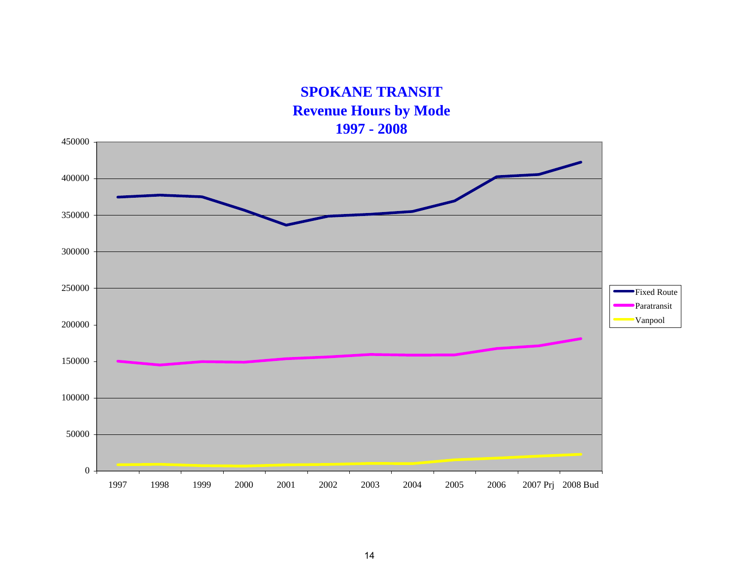# SPOKANE TRANSIT
## Revenue Hours by Mode
## 1997 - 2008

450000
400000
350000
300000
250000
200000
150000
100000
50000
0

1997 1998 1999 2000 2001 2002 2003 2004 2005 2006 2007 Prj 2008 Bud

- Fixed Route
- Paratransit
- Vanpool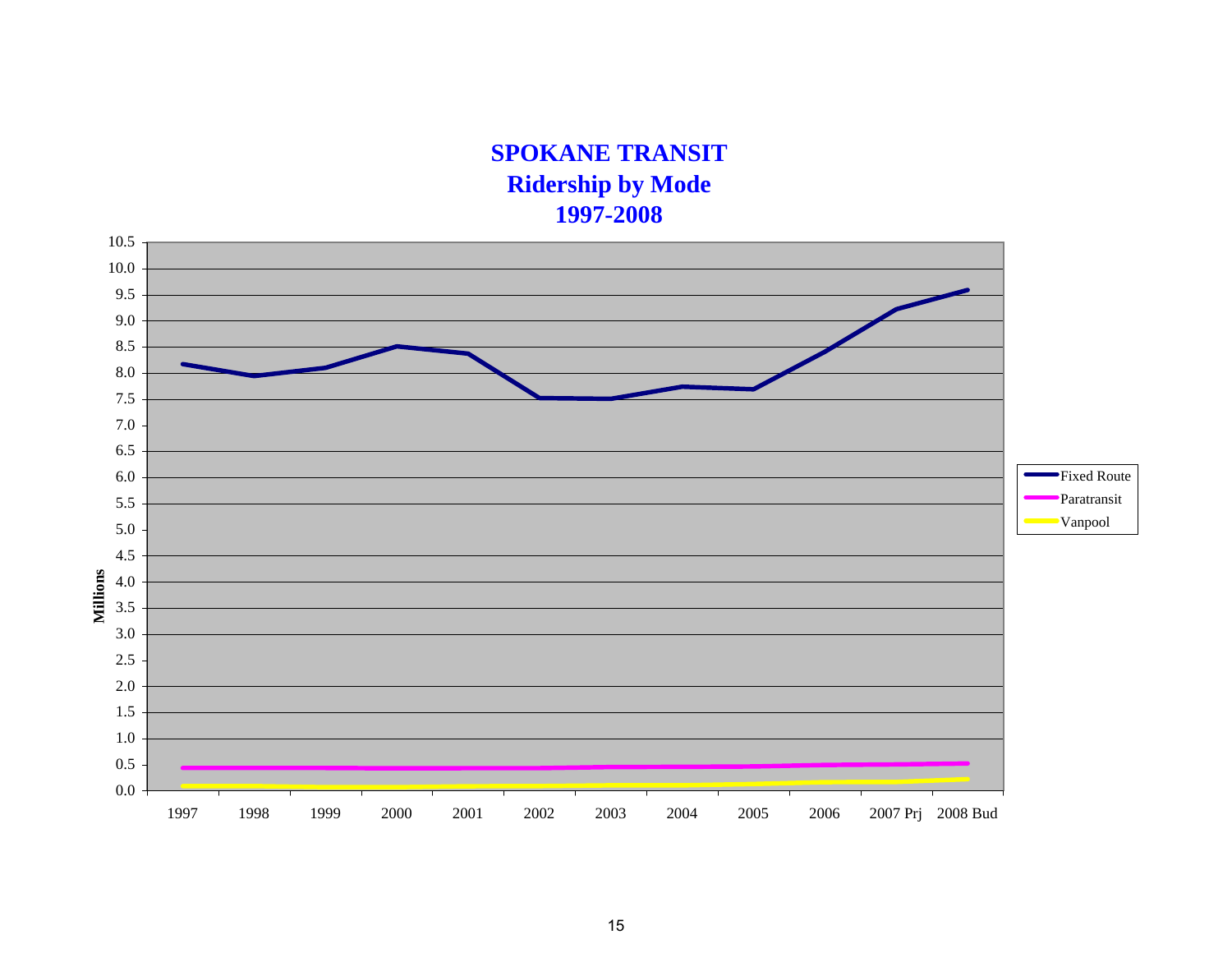# SPOKANE TRANSIT
## Ridership by Mode
## 1997-2008

Millions

10.5
10.0
9.5
9.0
8.5
8.0
7.5
7.0
6.5
6.0
5.5
5.0
4.5
4.0
3.5
3.0
2.5
2.0
1.5
1.0
0.5
0.0

1997 1998 1999 2000 2001 2002 2003 2004 2005 2006 2007 Prj 2008 Bud

- Fixed Route
- Paratransit
- Vanpool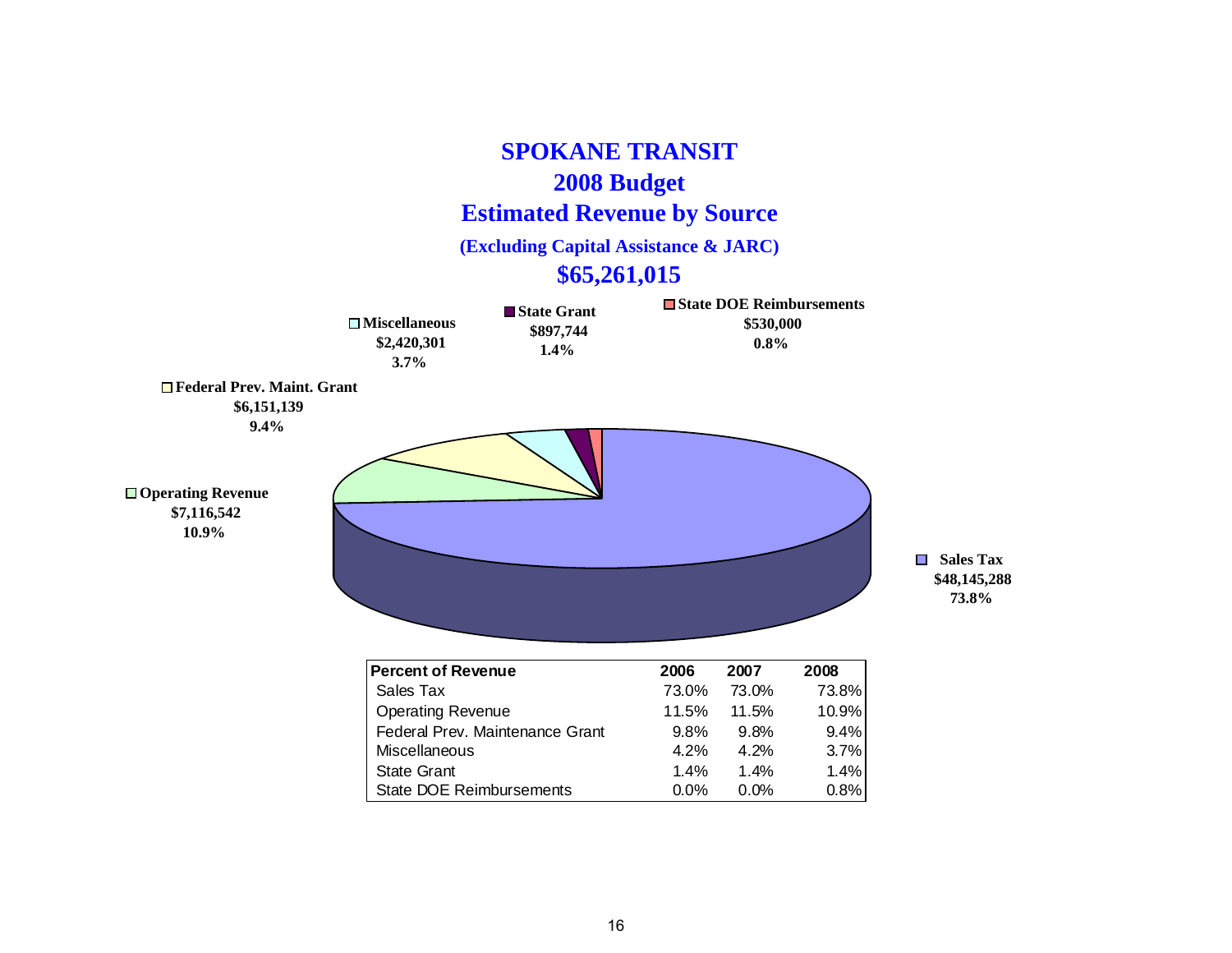# SPOKANE TRANSIT

## 2008 Budget

## Estimated Revenue by Source

**(Excluding Capital Assistance & JARC)**

**$65,261,015**

**Miscellaneous** $2,420,301 3.7%

**State Grant** $897,744 1.4%

**State DOE Reimbursements** $530,000 0.8%

**Federal Prev. Maint. Grant** $6,151,139 9.4%

**Operating Revenue** $7,116,542 10.9%

**Sales Tax** $48,145,288 73.8%

| Percent of Revenue | 2006 | 2007 | 2008 |
|---|---|---|---|
| Sales Tax | 73.0% | 73.0% | 73.8% |
| Operating Revenue | 11.5% | 11.5% | 10.9% |
| Federal Prev. Maintenance Grant | 9.8% | 9.8% | 9.4% |
| Miscellaneous | 4.2% | 4.2% | 3.7% |
| State Grant | 1.4% | 1.4% | 1.4% |
| State DOE Reimbursements | 0.0% | 0.0% | 0.8% |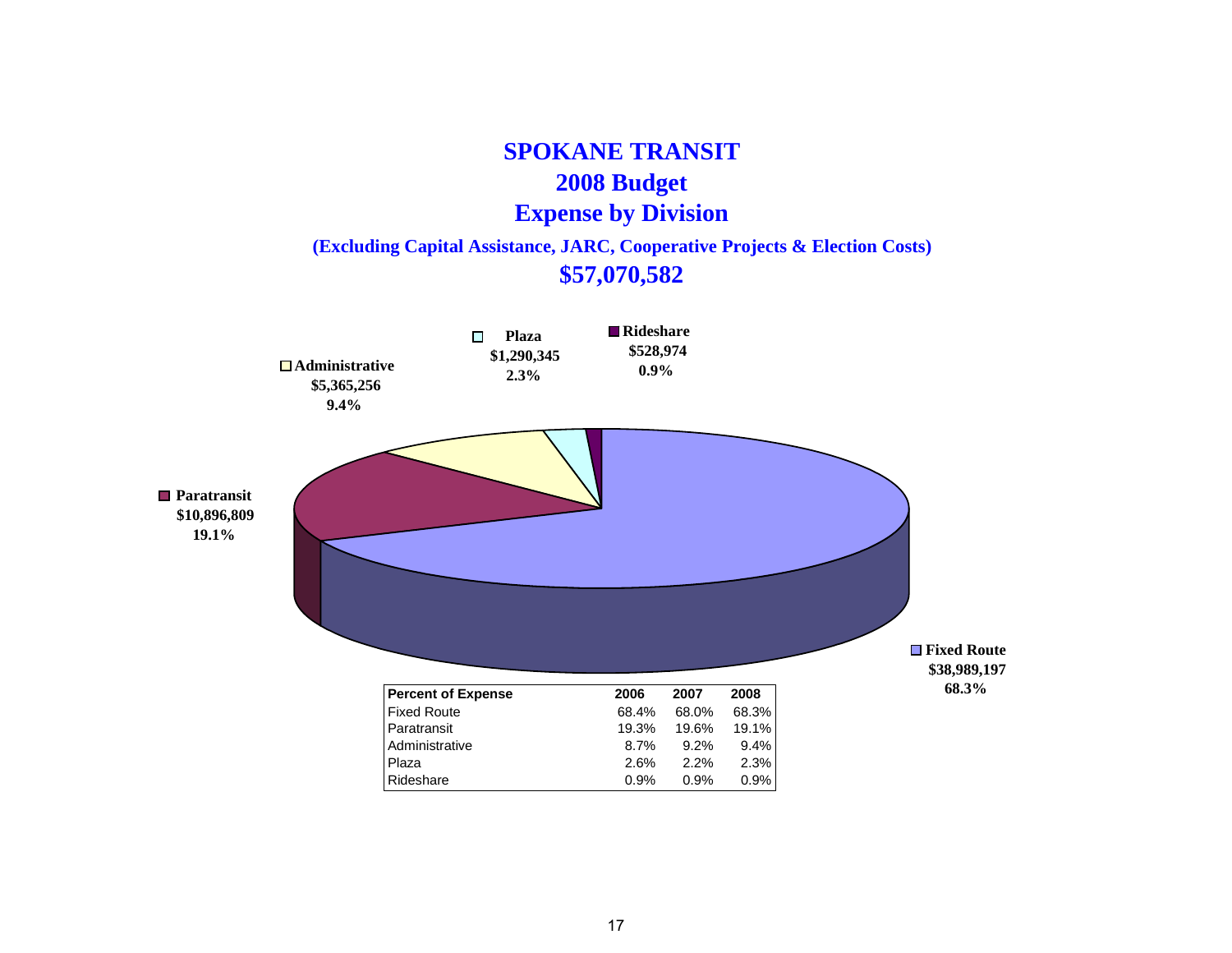# SPOKANE TRANSIT

## 2008 Budget

## Expense by Division

**(Excluding Capital Assistance, JARC, Cooperative Projects & Election Costs)**

**$57,070,582**

**Plaza**
**$1,290,345**
**2.3%**

**Rideshare**
**$528,974**
**0.9%**

**Administrative**
**$5,365,256**
**9.4%**

**Paratransit**
**$10,896,809**
**19.1%**

**Fixed Route**
**$38,989,197**
**68.3%**

| Percent of Expense | 2006 | 2007 | 2008 |
|---|---|---|---|
| Fixed Route | 68.4% | 68.0% | 68.3% |
| Paratransit | 19.3% | 19.6% | 19.1% |
| Administrative | 8.7% | 9.2% | 9.4% |
| Plaza | 2.6% | 2.2% | 2.3% |
| Rideshare | 0.9% | 0.9% | 0.9% |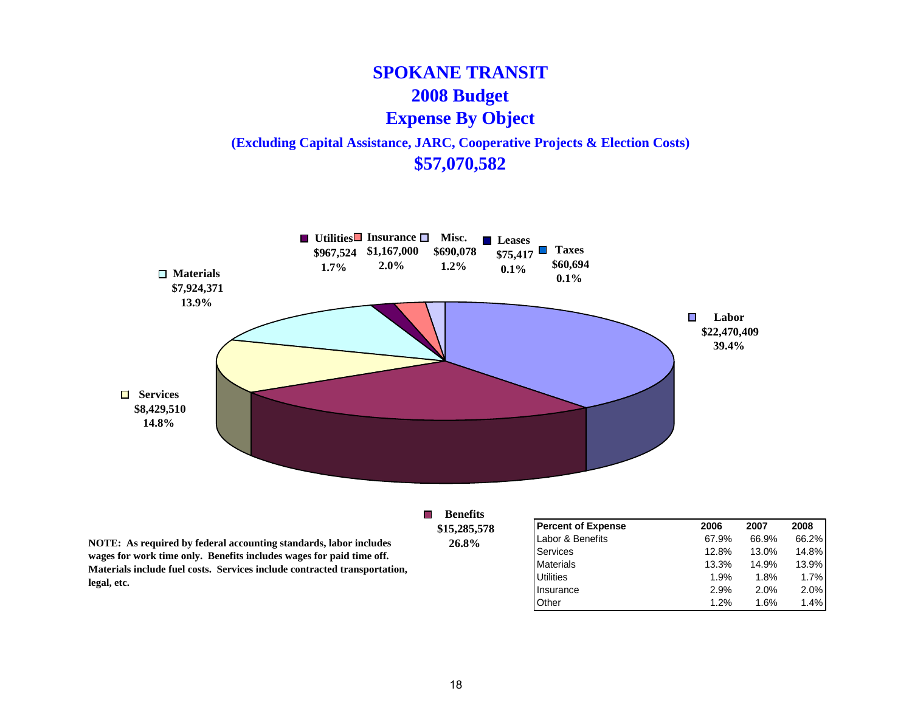# SPOKANE TRANSIT

## 2008 Budget

## Expense By Object

**(Excluding Capital Assistance, JARC, Cooperative Projects & Election Costs)**

**$57,070,582**

Utilities
$967,524
1.7%

Insurance
$1,167,000
2.0%

Misc.
$690,078
1.2%

Leases
$75,417
0.1%

Taxes
$60,694
0.1%

Materials
$7,924,371
13.9%

Labor
$22,470,409
39.4%

Services
$8,429,510
14.8%

Benefits
$15,285,578
26.8%

**NOTE: As required by federal accounting standards, labor includes wages for work time only. Benefits includes wages for paid time off. Materials include fuel costs. Services include contracted transportation, legal, etc.**

| Percent of Expense | 2006 | 2007 | 2008 |
|---|---|---|---|
| Labor & Benefits | 67.9% | 66.9% | 66.2% |
| Services | 12.8% | 13.0% | 14.8% |
| Materials | 13.3% | 14.9% | 13.9% |
| Utilities | 1.9% | 1.8% | 1.7% |
| Insurance | 2.9% | 2.0% | 2.0% |
| Other | 1.2% | 1.6% | 1.4% |